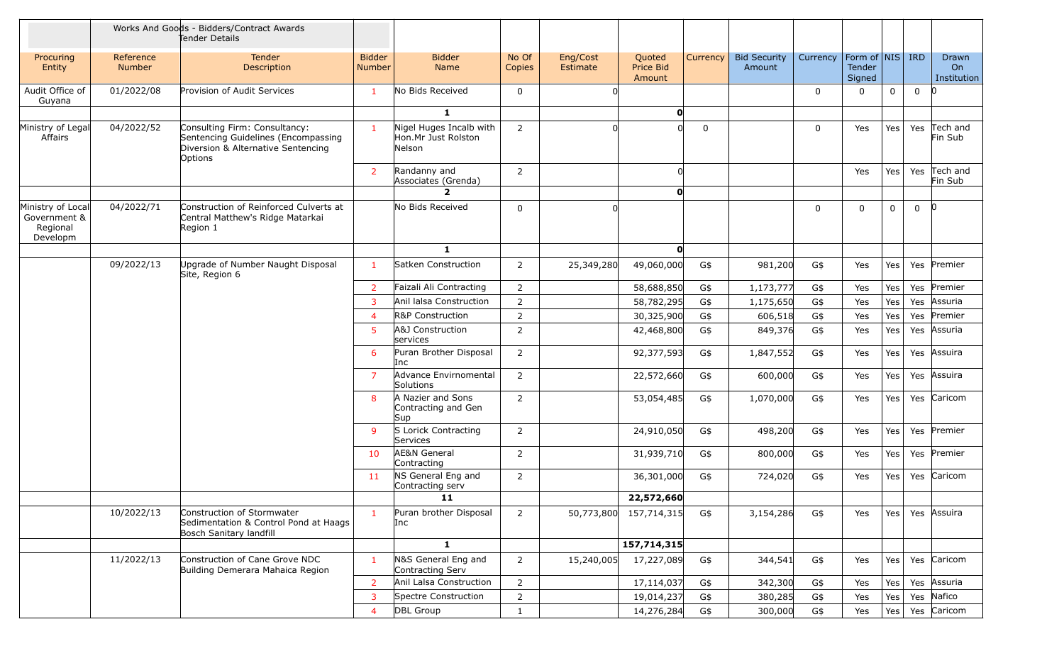| | | Works And Goods - Bidders/Contract Awards Tender Details | | | | | | | | | | | | |
|---|---|---|---|---|---|---|---|---|---|---|---|---|---|---|
| Procuring Entity | Reference Number | Tender Description | Bidder Number | Bidder Name | No Of Copies | Eng/Cost Estimate | Quoted Price Bid Amount | Currency | Bid Security Amount | Currency | Form of Tender Signed | NIS | IRD | Drawn On Institution |
| Audit Office of Guyana | 01/2022/08 | Provision of Audit Services | 1 | No Bids Received | 0 | 0 | | | | 0 | 0 | 0 | 0 | 0 |
| | | | | 1 | | | 0 | | | | | | | |
| Ministry of Legal Affairs | 04/2022/52 | Consulting Firm: Consultancy: Sentencing Guidelines (Encompassing Diversion & Alternative Sentencing Options | 1 | Nigel Huges Incalb with Hon.Mr Just Rolston Nelson | 2 | 0 | 0 | 0 | | 0 | Yes | Yes | Yes | Tech and Fin Sub |
| | | | 2 | Randanny and Associates (Grenda) | 2 | | 0 | | | | Yes | Yes | Yes | Tech and Fin Sub |
| | | | | 2 | | | 0 | | | | | | | |
| Ministry of Local Government & Regional Developm | 04/2022/71 | Construction of Reinforced Culverts at Central Matthew's Ridge Matarkai Region 1 | | No Bids Received | 0 | 0 | | | | 0 | 0 | 0 | 0 | 0 |
| | | | | 1 | | | 0 | | | | | | | |
| | 09/2022/13 | Upgrade of Number Naught Disposal Site, Region 6 | 1 | Satken Construction | 2 | 25,349,280 | 49,060,000 | G$ | 981,200 | G$ | Yes | Yes | Yes | Premier |
| | | | 2 | Faizali Ali Contracting | 2 | | 58,688,850 | G$ | 1,173,777 | G$ | Yes | Yes | Yes | Premier |
| | | | 3 | Anil lalsa Construction | 2 | | 58,782,295 | G$ | 1,175,650 | G$ | Yes | Yes | Yes | Assuria |
| | | | 4 | R&P Construction | 2 | | 30,325,900 | G$ | 606,518 | G$ | Yes | Yes | Yes | Premier |
| | | | 5 | A&J Construction services | 2 | | 42,468,800 | G$ | 849,376 | G$ | Yes | Yes | Yes | Assuria |
| | | | 6 | Puran Brother Disposal Inc | 2 | | 92,377,593 | G$ | 1,847,552 | G$ | Yes | Yes | Yes | Assuira |
| | | | 7 | Advance Envirnomental Solutions | 2 | | 22,572,660 | G$ | 600,000 | G$ | Yes | Yes | Yes | Assuira |
| | | | 8 | A Nazier and Sons Contracting and Gen Sup | 2 | | 53,054,485 | G$ | 1,070,000 | G$ | Yes | Yes | Yes | Caricom |
| | | | 9 | S Lorick Contracting Services | 2 | | 24,910,050 | G$ | 498,200 | G$ | Yes | Yes | Yes | Premier |
| | | | 10 | AE&N General Contracting | 2 | | 31,939,710 | G$ | 800,000 | G$ | Yes | Yes | Yes | Premier |
| | | | 11 | NS General Eng and Contracting serv | 2 | | 36,301,000 | G$ | 724,020 | G$ | Yes | Yes | Yes | Caricom |
| | | | | 11 | | | 22,572,660 | | | | | | | |
| | 10/2022/13 | Construction of Stormwater Sedimentation & Control Pond at Haags Bosch Sanitary landfill | 1 | Puran brother Disposal Inc | 2 | 50,773,800 | 157,714,315 | G$ | 3,154,286 | G$ | Yes | Yes | Yes | Assuira |
| | | | | 1 | | | 157,714,315 | | | | | | | |
| | 11/2022/13 | Construction of Cane Grove NDC Building Demerara Mahaica Region | 1 | N&S General Eng and Contracting Serv | 2 | 15,240,005 | 17,227,089 | G$ | 344,541 | G$ | Yes | Yes | Yes | Caricom |
| | | | 2 | Anil Lalsa Construction | 2 | | 17,114,037 | G$ | 342,300 | G$ | Yes | Yes | Yes | Assuria |
| | | | 3 | Spectre Construction | 2 | | 19,014,237 | G$ | 380,285 | G$ | Yes | Yes | Yes | Nafico |
| | | | 4 | DBL Group | 1 | | 14,276,284 | G$ | 300,000 | G$ | Yes | Yes | Yes | Caricom |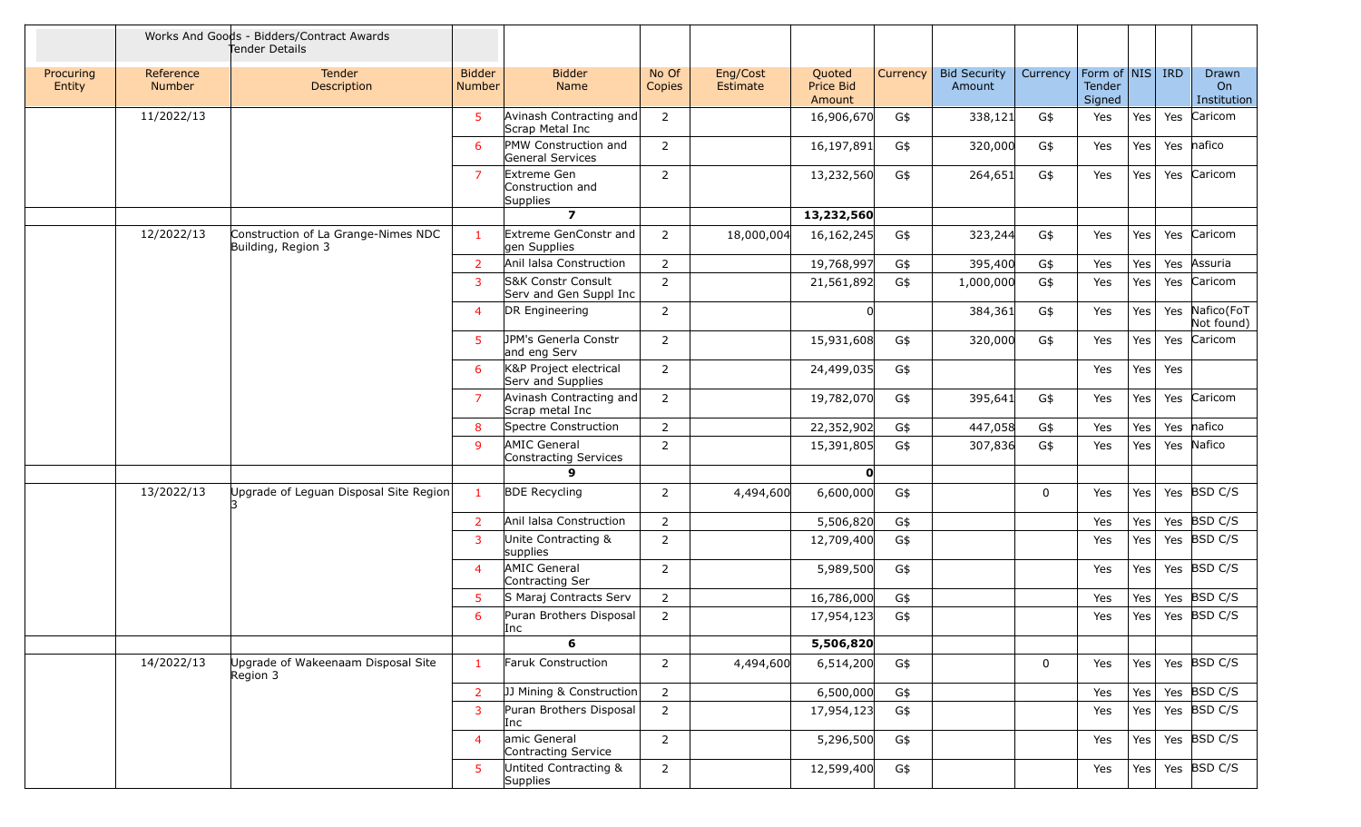| | Works And Goods - Bidders/Contract Awards Tender Details | | | | | | | | | | | | | |
|---|---|---|---|---|---|---|---|---|---|---|---|---|---|---|
| Procuring Entity | Reference Number | Tender Description | Bidder Number | Bidder Name | No Of Copies | Eng/Cost Estimate | Quoted Price Bid Amount | Currency | Bid Security Amount | Currency | Form of Tender Signed | NIS | IRD | Drawn On Institution |
| | 11/2022/13 | | 5 | Avinash Contracting and Scrap Metal Inc | 2 | | 16,906,670 | G$ | 338,121 | G$ | Yes | Yes | Yes | Caricom |
| | | | 6 | PMW Construction and General Services | 2 | | 16,197,891 | G$ | 320,000 | G$ | Yes | Yes | Yes | nafico |
| | | | 7 | Extreme Gen Construction and Supplies | 2 | | 13,232,560 | G$ | 264,651 | G$ | Yes | Yes | Yes | Caricom |
| | | | | **7** | | | **13,232,560** | | | | | | | |
| | 12/2022/13 | Construction of La Grange-Nimes NDC Building, Region 3 | 1 | Extreme GenConstr and gen Supplies | 2 | 18,000,004 | 16,162,245 | G$ | 323,244 | G$ | Yes | Yes | Yes | Caricom |
| | | | 2 | Anil lalsa Construction | 2 | | 19,768,997 | G$ | 395,400 | G$ | Yes | Yes | Yes | Assuria |
| | | | 3 | S&K Constr Consult Serv and Gen Suppl Inc | 2 | | 21,561,892 | G$ | 1,000,000 | G$ | Yes | Yes | Yes | Caricom |
| | | | 4 | DR Engineering | 2 | | 0 | | 384,361 | G$ | Yes | Yes | Yes | Nafico(FoT Not found) |
| | | | 5 | JPM's Generla Constr and eng Serv | 2 | | 15,931,608 | G$ | 320,000 | G$ | Yes | Yes | Yes | Caricom |
| | | | 6 | K&P Project electrical Serv and Supplies | 2 | | 24,499,035 | G$ | | | Yes | Yes | Yes | |
| | | | 7 | Avinash Contracting and Scrap metal Inc | 2 | | 19,782,070 | G$ | 395,641 | G$ | Yes | Yes | Yes | Caricom |
| | | | 8 | Spectre Construction | 2 | | 22,352,902 | G$ | 447,058 | G$ | Yes | Yes | Yes | nafico |
| | | | 9 | AMIC General Constracting Services | 2 | | 15,391,805 | G$ | 307,836 | G$ | Yes | Yes | Yes | Nafico |
| | | | | **9** | | | **0** | | | | | | | |
| | 13/2022/13 | Upgrade of Leguan Disposal Site Region 3 | 1 | BDE Recycling | 2 | 4,494,600 | 6,600,000 | G$ | | 0 | Yes | Yes | Yes | BSD C/S |
| | | | 2 | Anil lalsa Construction | 2 | | 5,506,820 | G$ | | | Yes | Yes | Yes | BSD C/S |
| | | | 3 | Unite Contracting & supplies | 2 | | 12,709,400 | G$ | | | Yes | Yes | Yes | BSD C/S |
| | | | 4 | AMIC General Contracting Ser | 2 | | 5,989,500 | G$ | | | Yes | Yes | Yes | BSD C/S |
| | | | 5 | S Maraj Contracts Serv | 2 | | 16,786,000 | G$ | | | Yes | Yes | Yes | BSD C/S |
| | | | 6 | Puran Brothers Disposal Inc | 2 | | 17,954,123 | G$ | | | Yes | Yes | Yes | BSD C/S |
| | | | | **6** | | | **5,506,820** | | | | | | | |
| | 14/2022/13 | Upgrade of Wakeenaam Disposal Site Region 3 | 1 | Faruk Construction | 2 | 4,494,600 | 6,514,200 | G$ | | 0 | Yes | Yes | Yes | BSD C/S |
| | | | 2 | JJ Mining & Construction | 2 | | 6,500,000 | G$ | | | Yes | Yes | Yes | BSD C/S |
| | | | 3 | Puran Brothers Disposal Inc | 2 | | 17,954,123 | G$ | | | Yes | Yes | Yes | BSD C/S |
| | | | 4 | amic General Contracting Service | 2 | | 5,296,500 | G$ | | | Yes | Yes | Yes | BSD C/S |
| | | | 5 | Untited Contracting & Supplies | 2 | | 12,599,400 | G$ | | | Yes | Yes | Yes | BSD C/S |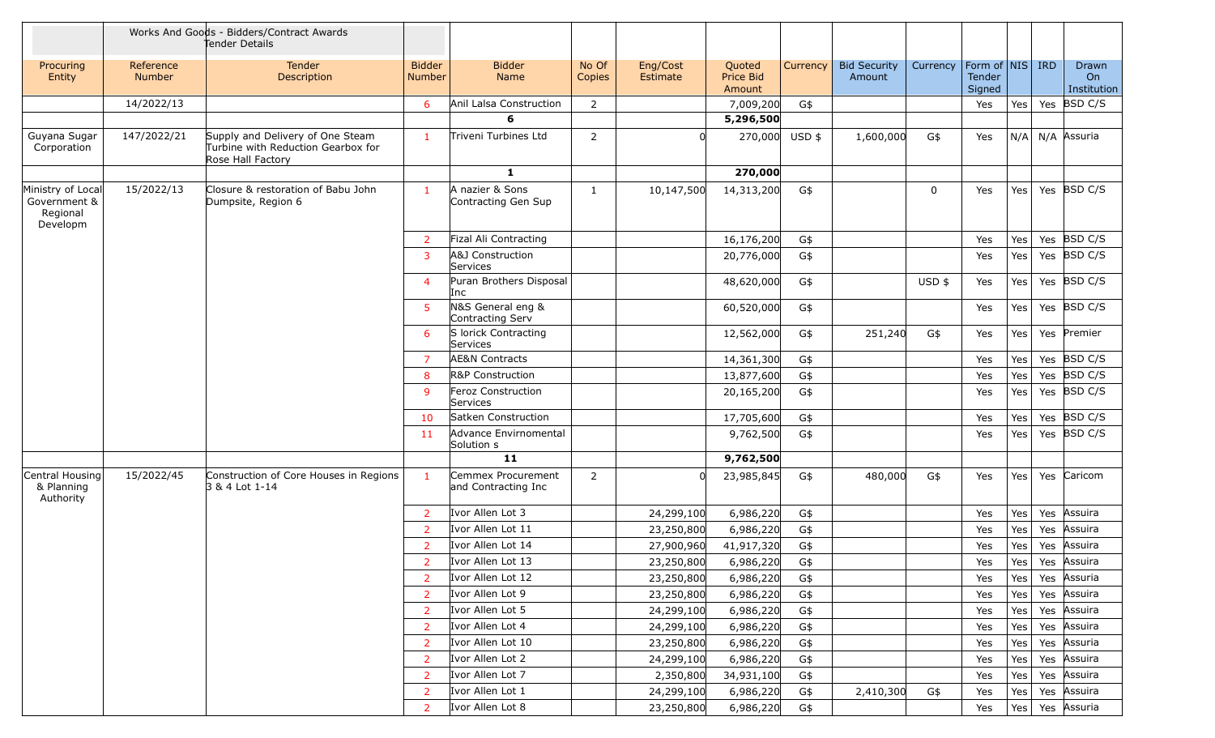| | | Works And Goods - Bidders/Contract Awards Tender Details | | | | | | | | | | | | |
|---|---|---|---|---|---|---|---|---|---|---|---|---|---|---|
| Procuring Entity | Reference Number | Tender Description | Bidder Number | Bidder Name | No Of Copies | Eng/Cost Estimate | Quoted Price Bid Amount | Currency | Bid Security Amount | Currency | Form of Tender Signed | NIS | IRD | Drawn On Institution |
| | 14/2022/13 | | 6 | Anil Lalsa Construction | 2 | | 7,009,200 | G$ | | | Yes | Yes | Yes | BSD C/S |
| | | | | **6** | | | **5,296,500** | | | | | | | |
| Guyana Sugar Corporation | 147/2022/21 | Supply and Delivery of One Steam Turbine with Reduction Gearbox for Rose Hall Factory | 1 | Triveni Turbines Ltd | 2 | 0 | 270,000 | USD $ | 1,600,000 | G$ | Yes | N/A | N/A | Assuria |
| | | | | **1** | | | **270,000** | | | | | | | |
| Ministry of Local Government & Regional Developm | 15/2022/13 | Closure & restoration of Babu John Dumpsite, Region 6 | 1 | A nazier & Sons Contracting Gen Sup | 1 | 10,147,500 | 14,313,200 | G$ | | 0 | Yes | Yes | Yes | BSD C/S |
| | | | 2 | Fizal Ali Contracting | | | 16,176,200 | G$ | | | Yes | Yes | Yes | BSD C/S |
| | | | 3 | A&J Construction Services | | | 20,776,000 | G$ | | | Yes | Yes | Yes | BSD C/S |
| | | | 4 | Puran Brothers Disposal Inc | | | 48,620,000 | G$ | | USD $ | Yes | Yes | Yes | BSD C/S |
| | | | 5 | N&S General eng & Contracting Serv | | | 60,520,000 | G$ | | | Yes | Yes | Yes | BSD C/S |
| | | | 6 | S lorick Contracting Services | | | 12,562,000 | G$ | 251,240 | G$ | Yes | Yes | Yes | Premier |
| | | | 7 | AE&N Contracts | | | 14,361,300 | G$ | | | Yes | Yes | Yes | BSD C/S |
| | | | 8 | R&P Construction | | | 13,877,600 | G$ | | | Yes | Yes | Yes | BSD C/S |
| | | | 9 | Feroz Construction Services | | | 20,165,200 | G$ | | | Yes | Yes | Yes | BSD C/S |
| | | | 10 | Satken Construction | | | 17,705,600 | G$ | | | Yes | Yes | Yes | BSD C/S |
| | | | 11 | Advance Envirnomental Solution s | | | 9,762,500 | G$ | | | Yes | Yes | Yes | BSD C/S |
| | | | | **11** | | | **9,762,500** | | | | | | | |
| Central Housing & Planning Authority | 15/2022/45 | Construction of Core Houses in Regions 3 & 4 Lot 1-14 | 1 | Cemmex Procurement and Contracting Inc | 2 | 0 | 23,985,845 | G$ | 480,000 | G$ | Yes | Yes | Yes | Caricom |
| | | | 2 | Ivor Allen Lot 3 | | 24,299,100 | 6,986,220 | G$ | | | Yes | Yes | Yes | Assuira |
| | | | 2 | Ivor Allen Lot 11 | | 23,250,800 | 6,986,220 | G$ | | | Yes | Yes | Yes | Assuira |
| | | | 2 | Ivor Allen Lot 14 | | 27,900,960 | 41,917,320 | G$ | | | Yes | Yes | Yes | Assuira |
| | | | 2 | Ivor Allen Lot 13 | | 23,250,800 | 6,986,220 | G$ | | | Yes | Yes | Yes | Assuira |
| | | | 2 | Ivor Allen Lot 12 | | 23,250,800 | 6,986,220 | G$ | | | Yes | Yes | Yes | Assuira |
| | | | 2 | Ivor Allen Lot 9 | | 23,250,800 | 6,986,220 | G$ | | | Yes | Yes | Yes | Assuira |
| | | | 2 | Ivor Allen Lot 5 | | 24,299,100 | 6,986,220 | G$ | | | Yes | Yes | Yes | Assuira |
| | | | 2 | Ivor Allen Lot 4 | | 24,299,100 | 6,986,220 | G$ | | | Yes | Yes | Yes | Assuira |
| | | | 2 | Ivor Allen Lot 10 | | 23,250,800 | 6,986,220 | G$ | | | Yes | Yes | Yes | Assuira |
| | | | 2 | Ivor Allen Lot 2 | | 24,299,100 | 6,986,220 | G$ | | | Yes | Yes | Yes | Assuira |
| | | | 2 | Ivor Allen Lot 7 | | 2,350,800 | 34,931,100 | G$ | | | Yes | Yes | Yes | Assuira |
| | | | 2 | Ivor Allen Lot 1 | | 24,299,100 | 6,986,220 | G$ | 2,410,300 | G$ | Yes | Yes | Yes | Assuira |
| | | | 2 | Ivor Allen Lot 8 | | 23,250,800 | 6,986,220 | G$ | | | Yes | Yes | Yes | Assuira |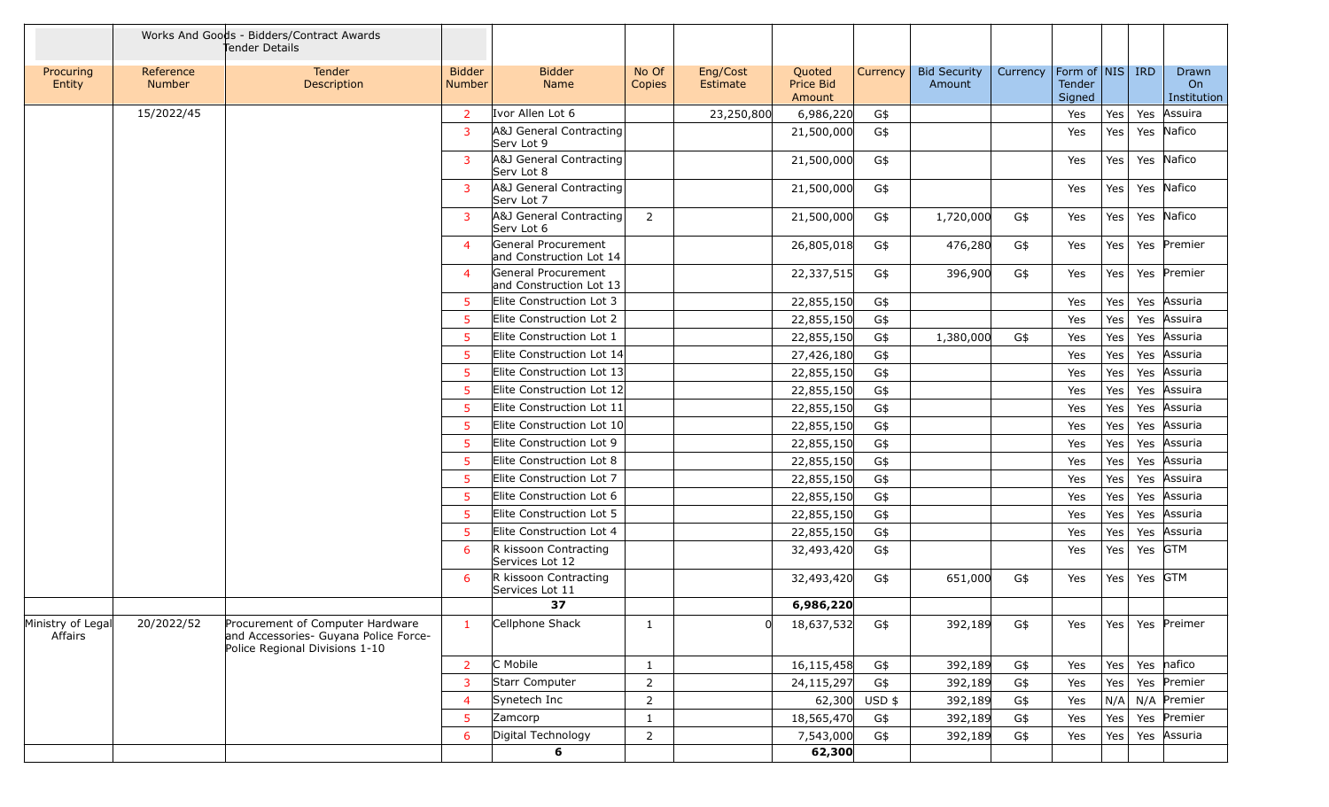| | Works And Goods - Bidders/Contract Awards Tender Details | | | | | | | | | | | | | | |
|---|---|---|---|---|---|---|---|---|---|---|---|---|---|---|---|
| Procuring Entity | Reference Number | Tender Description | Bidder Number | Bidder Name | No Of Copies | Eng/Cost Estimate | Quoted Price Bid Amount | Currency | Bid Security Amount | Currency | Form of Tender Signed | NIS | IRD | Drawn On Institution |
| | 15/2022/45 | | 2 | Ivor Allen Lot 6 | | 23,250,800 | 6,986,220 | G$ | | | Yes | Yes | Yes | Assuira |
| | | | 3 | A&J General Contracting Serv Lot 9 | | | 21,500,000 | G$ | | | Yes | Yes | Yes | Nafico |
| | | | 3 | A&J General Contracting Serv Lot 8 | | | 21,500,000 | G$ | | | Yes | Yes | Yes | Nafico |
| | | | 3 | A&J General Contracting Serv Lot 7 | | | 21,500,000 | G$ | | | Yes | Yes | Yes | Nafico |
| | | | 3 | A&J General Contracting Serv Lot 6 | 2 | | 21,500,000 | G$ | 1,720,000 | G$ | Yes | Yes | Yes | Nafico |
| | | | 4 | General Procurement and Construction Lot 14 | | | 26,805,018 | G$ | 476,280 | G$ | Yes | Yes | Yes | Premier |
| | | | 4 | General Procurement and Construction Lot 13 | | | 22,337,515 | G$ | 396,900 | G$ | Yes | Yes | Yes | Premier |
| | | | 5 | Elite Construction Lot 3 | | | 22,855,150 | G$ | | | Yes | Yes | Yes | Assuria |
| | | | 5 | Elite Construction Lot 2 | | | 22,855,150 | G$ | | | Yes | Yes | Yes | Assuira |
| | | | 5 | Elite Construction Lot 1 | | | 22,855,150 | G$ | 1,380,000 | G$ | Yes | Yes | Yes | Assuria |
| | | | 5 | Elite Construction Lot 14 | | | 27,426,180 | G$ | | | Yes | Yes | Yes | Assuria |
| | | | 5 | Elite Construction Lot 13 | | | 22,855,150 | G$ | | | Yes | Yes | Yes | Assuria |
| | | | 5 | Elite Construction Lot 12 | | | 22,855,150 | G$ | | | Yes | Yes | Yes | Assuria |
| | | | 5 | Elite Construction Lot 11 | | | 22,855,150 | G$ | | | Yes | Yes | Yes | Assuria |
| | | | 5 | Elite Construction Lot 10 | | | 22,855,150 | G$ | | | Yes | Yes | Yes | Assuria |
| | | | 5 | Elite Construction Lot 9 | | | 22,855,150 | G$ | | | Yes | Yes | Yes | Assuria |
| | | | 5 | Elite Construction Lot 8 | | | 22,855,150 | G$ | | | Yes | Yes | Yes | Assuria |
| | | | 5 | Elite Construction Lot 7 | | | 22,855,150 | G$ | | | Yes | Yes | Yes | Assuria |
| | | | 5 | Elite Construction Lot 6 | | | 22,855,150 | G$ | | | Yes | Yes | Yes | Assuria |
| | | | 5 | Elite Construction Lot 5 | | | 22,855,150 | G$ | | | Yes | Yes | Yes | Assuria |
| | | | 5 | Elite Construction Lot 4 | | | 22,855,150 | G$ | | | Yes | Yes | Yes | Assuria |
| | | | 6 | R kissoon Contracting Services Lot 12 | | | 32,493,420 | G$ | | | Yes | Yes | Yes | GTM |
| | | | 6 | R kissoon Contracting Services Lot 11 | | | 32,493,420 | G$ | 651,000 | G$ | Yes | Yes | Yes | GTM |
| | | | | 37 | | | 6,986,220 | | | | | | | |
| Ministry of Legal Affairs | 20/2022/52 | Procurement of Computer Hardware and Accessories- Guyana Police Force-Police Regional Divisions 1-10 | 1 | Cellphone Shack | 1 | 0 | 18,637,532 | G$ | 392,189 | G$ | Yes | Yes | Yes | Preimer |
| | | | 2 | C Mobile | 1 | | 16,115,458 | G$ | 392,189 | G$ | Yes | Yes | Yes | nafico |
| | | | 3 | Starr Computer | 2 | | 24,115,297 | G$ | 392,189 | G$ | Yes | Yes | Yes | Premier |
| | | | 4 | Synetech Inc | 2 | | 62,300 | USD $ | 392,189 | G$ | Yes | N/A | N/A | Premier |
| | | | 5 | Zamcorp | 1 | | 18,565,470 | G$ | 392,189 | G$ | Yes | Yes | Yes | Premier |
| | | | 6 | Digital Technology | 2 | | 7,543,000 | G$ | 392,189 | G$ | Yes | Yes | Yes | Assuria |
| | | | | 6 | | | 62,300 | | | | | | | |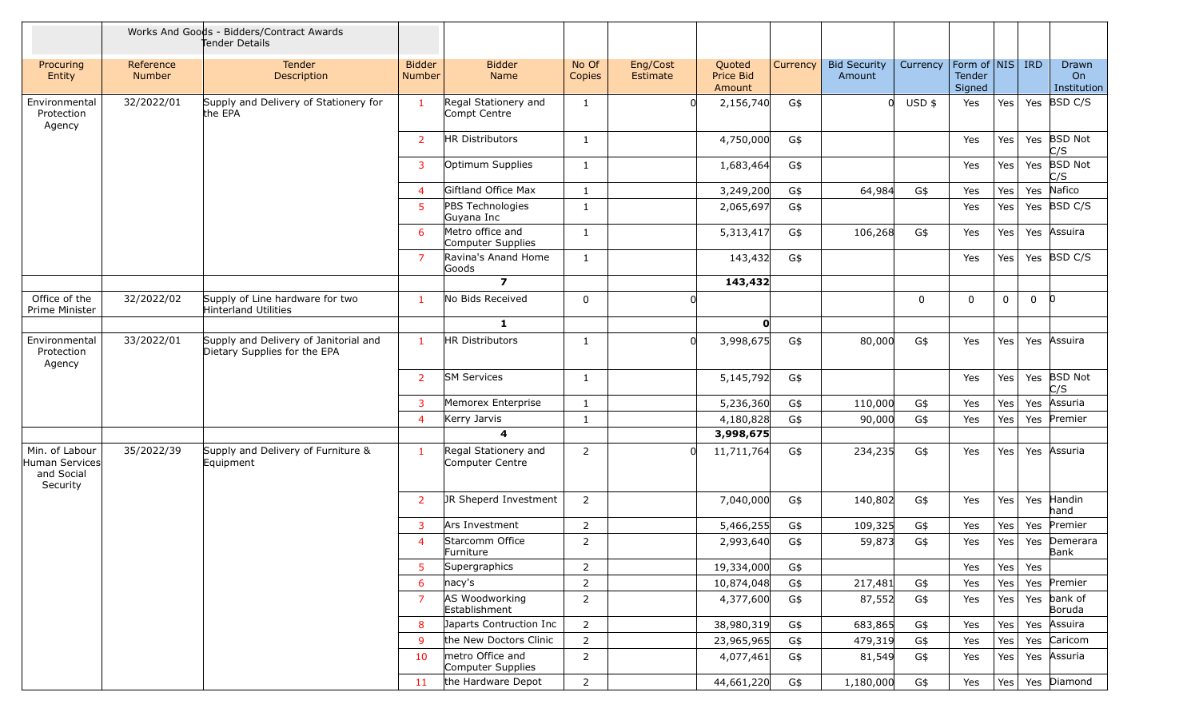| | | Works And Goods - Bidders/Contract Awards Tender Details | | | | | | | | | | | | | |
|---|---|---|---|---|---|---|---|---|---|---|---|---|---|---|---|
| Procuring Entity | Reference Number | Tender Description | Bidder Number | Bidder Name | No Of Copies | Eng/Cost Estimate | Quoted Price Bid Amount | Currency | Bid Security Amount | Currency | Form of Tender Signed | NIS | IRD | Drawn On Institution |
| Environmental Protection Agency | 32/2022/01 | Supply and Delivery of Stationery for the EPA | 1 | Regal Stationery and Compt Centre | 1 | 0 | 2,156,740 | G$ | 0 | USD $ | Yes | Yes | Yes | BSD C/S |
| | | | 2 | HR Distributors | 1 | | 4,750,000 | G$ | | | Yes | Yes | Yes | BSD Not C/S |
| | | | 3 | Optimum Supplies | 1 | | 1,683,464 | G$ | | | Yes | Yes | Yes | BSD Not C/S |
| | | | 4 | Giftland Office Max | 1 | | 3,249,200 | G$ | 64,984 | G$ | Yes | Yes | Yes | Nafico |
| | | | 5 | PBS Technologies Guyana Inc | 1 | | 2,065,697 | G$ | | | Yes | Yes | Yes | BSD C/S |
| | | | 6 | Metro office and Computer Supplies | 1 | | 5,313,417 | G$ | 106,268 | G$ | Yes | Yes | Yes | Assuira |
| | | | 7 | Ravina's Anand Home Goods | 1 | | 143,432 | G$ | | | Yes | Yes | Yes | BSD C/S |
| | | | | **7** | | | **143,432** | | | | | | | |
| Office of the Prime Minister | 32/2022/02 | Supply of Line hardware for two Hinterland Utilities | 1 | No Bids Received | 0 | 0 | | | | 0 | 0 | 0 | 0 | 0 |
| | | | | **1** | | | **0** | | | | | | | |
| Environmental Protection Agency | 33/2022/01 | Supply and Delivery of Janitorial and Dietary Supplies for the EPA | 1 | HR Distributors | 1 | 0 | 3,998,675 | G$ | 80,000 | G$ | Yes | Yes | Yes | Assuira |
| | | | 2 | SM Services | 1 | | 5,145,792 | G$ | | | Yes | Yes | Yes | BSD Not C/S |
| | | | 3 | Memorex Enterprise | 1 | | 5,236,360 | G$ | 110,000 | G$ | Yes | Yes | Yes | Assuria |
| | | | 4 | Kerry Jarvis | 1 | | 4,180,828 | G$ | 90,000 | G$ | Yes | Yes | Yes | Premier |
| | | | | **4** | | | **3,998,675** | | | | | | | |
| Min. of Labour Human Services and Social Security | 35/2022/39 | Supply and Delivery of Furniture & Equipment | 1 | Regal Stationery and Computer Centre | 2 | 0 | 11,711,764 | G$ | 234,235 | G$ | Yes | Yes | Yes | Assuria |
| | | | 2 | JR Sheperd Investment | 2 | | 7,040,000 | G$ | 140,802 | G$ | Yes | Yes | Yes | Handin hand |
| | | | 3 | Ars Investment | 2 | | 5,466,255 | G$ | 109,325 | G$ | Yes | Yes | Yes | Premier |
| | | | 4 | Starcomm Office Furniture | 2 | | 2,993,640 | G$ | 59,873 | G$ | Yes | Yes | Yes | Demerara Bank |
| | | | 5 | Supergraphics | 2 | | 19,334,000 | G$ | | | Yes | Yes | Yes | |
| | | | 6 | nacy's | 2 | | 10,874,048 | G$ | 217,481 | G$ | Yes | Yes | Yes | Premier |
| | | | 7 | AS Woodworking Establishment | 2 | | 4,377,600 | G$ | 87,552 | G$ | Yes | Yes | Yes | bank of Boruda |
| | | | 8 | Japarts Contruction Inc | 2 | | 38,980,319 | G$ | 683,865 | G$ | Yes | Yes | Yes | Assuira |
| | | | 9 | the New Doctors Clinic | 2 | | 23,965,965 | G$ | 479,319 | G$ | Yes | Yes | Yes | Caricom |
| | | | 10 | metro Office and Computer Supplies | 2 | | 4,077,461 | G$ | 81,549 | G$ | Yes | Yes | Yes | Assuria |
| | | | 11 | the Hardware Depot | 2 | | 44,661,220 | G$ | 1,180,000 | G$ | Yes | Yes | Yes | Diamond |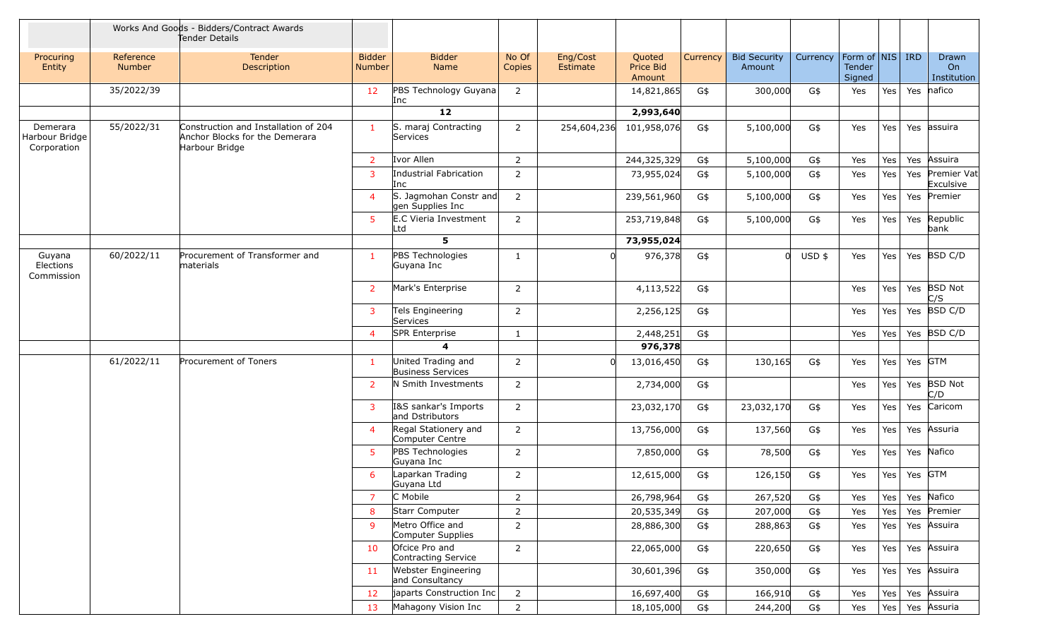| | Works And Goods - Bidders/Contract Awards Tender Details | | | | | | | | | | | | | | |
|---|---|---|---|---|---|---|---|---|---|---|---|---|---|---|---|
| Procuring Entity | Reference Number | Tender Description | Bidder Number | Bidder Name | No Of Copies | Eng/Cost Estimate | Quoted Price Bid Amount | Currency | Bid Security Amount | Currency | Form of Tender Signed | NIS | IRD | Drawn On Institution |
| | 35/2022/39 | | 12 | PBS Technology Guyana Inc | 2 | | 14,821,865 | G$ | 300,000 | G$ | Yes | Yes | Yes | nafico |
| | | | | **12** | | | **2,993,640** | | | | | | | |
| Demerara Harbour Bridge Corporation | 55/2022/31 | Construction and Installation of 204 Anchor Blocks for the Demerara Harbour Bridge | 1 | S. maraj Contracting Services | 2 | 254,604,236 | 101,958,076 | G$ | 5,100,000 | G$ | Yes | Yes | Yes | assuira |
| | | | 2 | Ivor Allen | 2 | | 244,325,329 | G$ | 5,100,000 | G$ | Yes | Yes | Yes | Assuira |
| | | | 3 | Industrial Fabrication Inc | 2 | | 73,955,024 | G$ | 5,100,000 | G$ | Yes | Yes | Yes | Premier Vat Exculsive |
| | | | 4 | S. Jagmohan Constr and gen Supplies Inc | 2 | | 239,561,960 | G$ | 5,100,000 | G$ | Yes | Yes | Yes | Premier |
| | | | 5 | E.C Vieria Investment Ltd | 2 | | 253,719,848 | G$ | 5,100,000 | G$ | Yes | Yes | Yes | Republic bank |
| | | | | **5** | | | **73,955,024** | | | | | | | |
| Guyana Elections Commission | 60/2022/11 | Procurement of Transformer and materials | 1 | PBS Technologies Guyana Inc | 1 | 0 | 976,378 | G$ | 0 | USD $ | Yes | Yes | Yes | BSD C/D |
| | | | 2 | Mark's Enterprise | 2 | | 4,113,522 | G$ | | | Yes | Yes | Yes | BSD Not C/S |
| | | | 3 | Tels Engineering Services | 2 | | 2,256,125 | G$ | | | Yes | Yes | Yes | BSD C/D |
| | | | 4 | SPR Enterprise | 1 | | 2,448,251 | G$ | | | Yes | Yes | Yes | BSD C/D |
| | | | | **4** | | | **976,378** | | | | | | | |
| | 61/2022/11 | Procurement of Toners | 1 | United Trading and Business Services | 2 | 0 | 13,016,450 | G$ | 130,165 | G$ | Yes | Yes | Yes | GTM |
| | | | 2 | N Smith Investments | 2 | | 2,734,000 | G$ | | | Yes | Yes | Yes | BSD Not C/D |
| | | | 3 | I&S sankar's Imports and Dstributors | 2 | | 23,032,170 | G$ | 23,032,170 | G$ | Yes | Yes | Yes | Caricom |
| | | | 4 | Regal Stationery and Computer Centre | 2 | | 13,756,000 | G$ | 137,560 | G$ | Yes | Yes | Yes | Assuria |
| | | | 5 | PBS Technologies Guyana Inc | 2 | | 7,850,000 | G$ | 78,500 | G$ | Yes | Yes | Yes | Nafico |
| | | | 6 | Laparkan Trading Guyana Ltd | 2 | | 12,615,000 | G$ | 126,150 | G$ | Yes | Yes | Yes | GTM |
| | | | 7 | C Mobile | 2 | | 26,798,964 | G$ | 267,520 | G$ | Yes | Yes | Yes | Nafico |
| | | | 8 | Starr Computer | 2 | | 20,535,349 | G$ | 207,000 | G$ | Yes | Yes | Yes | Premier |
| | | | 9 | Metro Office and Computer Supplies | 2 | | 28,886,300 | G$ | 288,863 | G$ | Yes | Yes | Yes | Assuira |
| | | | 10 | Ofcice Pro and Contracting Service | 2 | | 22,065,000 | G$ | 220,650 | G$ | Yes | Yes | Yes | Assuira |
| | | | 11 | Webster Engineering and Consultancy | | | 30,601,396 | G$ | 350,000 | G$ | Yes | Yes | Yes | Assuira |
| | | | 12 | japarts Construction Inc | 2 | | 16,697,400 | G$ | 166,910 | G$ | Yes | Yes | Yes | Assuira |
| | | | 13 | Mahagony Vision Inc | 2 | | 18,105,000 | G$ | 244,200 | G$ | Yes | Yes | Yes | Assuria |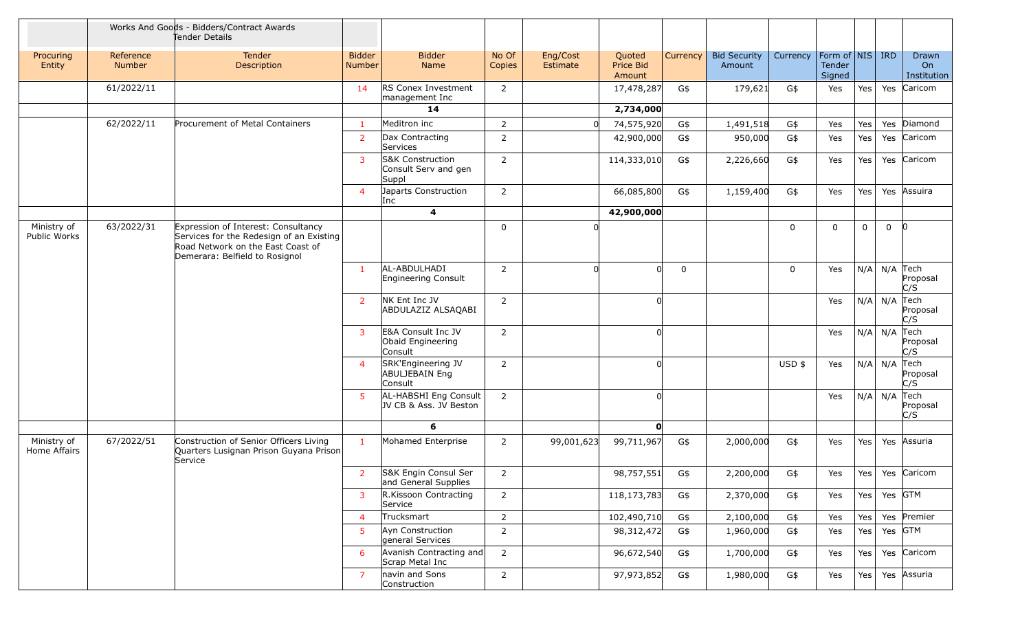| | | Works And Goods - Bidders/Contract Awards Tender Details | | | | | | | | | | | | |
|---|---|---|---|---|---|---|---|---|---|---|---|---|---|---|
| Procuring Entity | Reference Number | Tender Description | Bidder Number | Bidder Name | No Of Copies | Eng/Cost Estimate | Quoted Price Bid Amount | Currency | Bid Security Amount | Currency | Form of Tender Signed | NIS | IRD | Drawn On Institution |
| | 61/2022/11 | | 14 | RS Conex Investment management Inc | 2 | | 17,478,287 | G$ | 179,621 | G$ | Yes | Yes | Yes | Caricom |
| | | | | **14** | | | **2,734,000** | | | | | | | |
| | 62/2022/11 | Procurement of Metal Containers | 1 | Meditron inc | 2 | 0 | 74,575,920 | G$ | 1,491,518 | G$ | Yes | Yes | Yes | Diamond |
| | | | 2 | Dax Contracting Services | 2 | | 42,900,000 | G$ | 950,000 | G$ | Yes | Yes | Yes | Caricom |
| | | | 3 | S&K Construction Consult Serv and gen Suppl | 2 | | 114,333,010 | G$ | 2,226,660 | G$ | Yes | Yes | Yes | Caricom |
| | | | 4 | Japarts Construction Inc | 2 | | 66,085,800 | G$ | 1,159,400 | G$ | Yes | Yes | Yes | Assuira |
| | | | | **4** | | | **42,900,000** | | | | | | | |
| Ministry of Public Works | 63/2022/31 | Expression of Interest: Consultancy Services for the Redesign of an Existing Road Network on the East Coast of Demerara: Belfield to Rosignol | | | 0 | 0 | | | | 0 | 0 | 0 | 0 | 0 |
| | | | 1 | AL-ABDULHADI Engineering Consult | 2 | 0 | 0 | 0 | | 0 | Yes | N/A | N/A | Tech Proposal C/S |
| | | | 2 | NK Ent Inc JV ABDULAZIZ ALSAQABI | 2 | | 0 | | | | Yes | N/A | N/A | Tech Proposal C/S |
| | | | 3 | E&A Consult Inc JV Obaid Engineering Consult | 2 | | 0 | | | | Yes | N/A | N/A | Tech Proposal C/S |
| | | | 4 | SRK'Engineering JV ABULJEBAIN Eng Consult | 2 | | 0 | | | USD $ | Yes | N/A | N/A | Tech Proposal C/S |
| | | | 5 | AL-HABSHI Eng Consult JV CB & Ass. JV Beston | 2 | | 0 | | | | Yes | N/A | N/A | Tech Proposal C/S |
| | | | | **6** | | | **0** | | | | | | | |
| Ministry of Home Affairs | 67/2022/51 | Construction of Senior Officers Living Quarters Lusignan Prison Guyana Prison Service | 1 | Mohamed Enterprise | 2 | 99,001,623 | 99,711,967 | G$ | 2,000,000 | G$ | Yes | Yes | Yes | Assuria |
| | | | 2 | S&K Engin Consul Ser and General Supplies | 2 | | 98,757,551 | G$ | 2,200,000 | G$ | Yes | Yes | Yes | Caricom |
| | | | 3 | R.Kissoon Contracting Service | 2 | | 118,173,783 | G$ | 2,370,000 | G$ | Yes | Yes | Yes | GTM |
| | | | 4 | Trucksmart | 2 | | 102,490,710 | G$ | 2,100,000 | G$ | Yes | Yes | Yes | Premier |
| | | | 5 | Ayn Construction general Services | 2 | | 98,312,472 | G$ | 1,960,000 | G$ | Yes | Yes | Yes | GTM |
| | | | 6 | Avanish Contracting and Scrap Metal Inc | 2 | | 96,672,540 | G$ | 1,700,000 | G$ | Yes | Yes | Yes | Caricom |
| | | | 7 | navin and Sons Construction | 2 | | 97,973,852 | G$ | 1,980,000 | G$ | Yes | Yes | Yes | Assuria |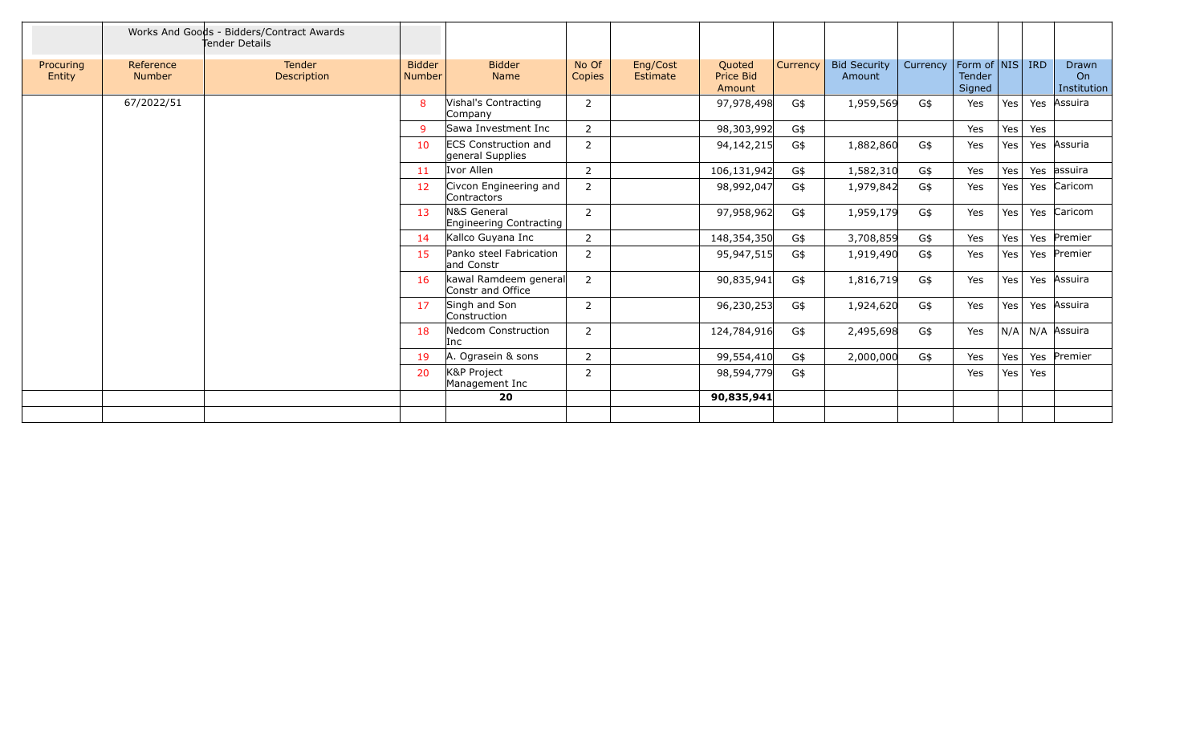| | Works And Goods - Bidders/Contract Awards Tender Details | | | | | | | | | | | | | |
|---|---|---|---|---|---|---|---|---|---|---|---|---|---|---|
| Procuring Entity | Reference Number | Tender Description | Bidder Number | Bidder Name | No Of Copies | Eng/Cost Estimate | Quoted Price Bid Amount | Currency | Bid Security Amount | Currency | Form of Tender Signed | NIS | IRD | Drawn On Institution |
| | 67/2022/51 | | 8 | Vishal's Contracting Company | 2 | | 97,978,498 | G$ | 1,959,569 | G$ | Yes | Yes | Yes | Assuira |
| | | | 9 | Sawa Investment Inc | 2 | | 98,303,992 | G$ | | | Yes | Yes | Yes | |
| | | | 10 | ECS Construction and general Supplies | 2 | | 94,142,215 | G$ | 1,882,860 | G$ | Yes | Yes | Yes | Assuria |
| | | | 11 | Ivor Allen | 2 | | 106,131,942 | G$ | 1,582,310 | G$ | Yes | Yes | Yes | assuira |
| | | | 12 | Civcon Engineering and Contractors | 2 | | 98,992,047 | G$ | 1,979,842 | G$ | Yes | Yes | Yes | Caricom |
| | | | 13 | N&S General Engineering Contracting | 2 | | 97,958,962 | G$ | 1,959,179 | G$ | Yes | Yes | Yes | Caricom |
| | | | 14 | Kallco Guyana Inc | 2 | | 148,354,350 | G$ | 3,708,859 | G$ | Yes | Yes | Yes | Premier |
| | | | 15 | Panko steel Fabrication and Constr | 2 | | 95,947,515 | G$ | 1,919,490 | G$ | Yes | Yes | Yes | Premier |
| | | | 16 | kawal Ramdeem general Constr and Office | 2 | | 90,835,941 | G$ | 1,816,719 | G$ | Yes | Yes | Yes | Assuira |
| | | | 17 | Singh and Son Construction | 2 | | 96,230,253 | G$ | 1,924,620 | G$ | Yes | Yes | Yes | Assuira |
| | | | 18 | Nedcom Construction Inc | 2 | | 124,784,916 | G$ | 2,495,698 | G$ | Yes | N/A | N/A | Assuira |
| | | | 19 | A. Ograsein & sons | 2 | | 99,554,410 | G$ | 2,000,000 | G$ | Yes | Yes | Yes | Premier |
| | | | 20 | K&P Project Management Inc | 2 | | 98,594,779 | G$ | | | Yes | Yes | Yes | |
| | | | | **20** | | | **90,835,941** | | | | | | | |